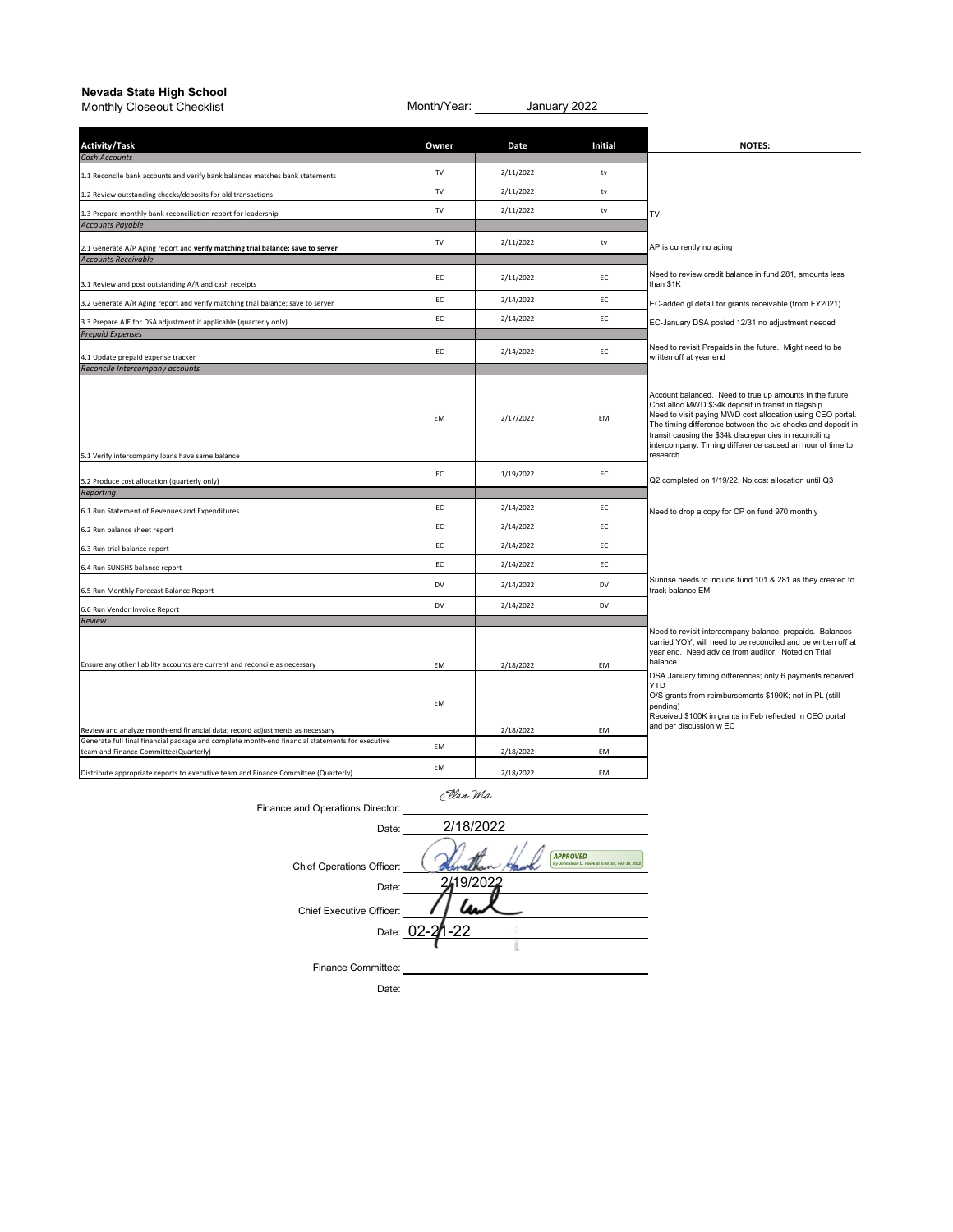**Nevada State High School**

Monthly Closeout Checklist

Month/Year: January 2022

| Activity/Task | Owner | Date | Initial | NOTES: |
|---|---|---|---|---|
| *Cash Accounts* | | | | |
| 1.1 Reconcile bank accounts and verify bank balances matches bank statements | TV | 2/11/2022 | tv | |
| 1.2 Review outstanding checks/deposits for old transactions | TV | 2/11/2022 | tv | |
| 1.3 Prepare monthly bank reconciliation report for leadership | TV | 2/11/2022 | tv | TV |
| *Accounts Payable* | | | | |
| 2.1 Generate A/P Aging report and **verify matching trial balance; save to server** | TV | 2/11/2022 | tv | AP is currently no aging |
| *Accounts Receivable* | | | | |
| 3.1 Review and post outstanding A/R and cash receipts | EC | 2/11/2022 | EC | Need to review credit balance in fund 281, amounts less than $1K |
| 3.2 Generate A/R Aging report and verify matching trial balance; save to server | EC | 2/14/2022 | EC | EC-added gl detail for grants receivable (from FY2021) |
| 3.3 Prepare AJE for DSA adjustment if applicable (quarterly only) | EC | 2/14/2022 | EC | EC-January DSA posted 12/31 no adjustment needed |
| *Prepaid Expenses* | | | | |
| 4.1 Update prepaid expense tracker | EC | 2/14/2022 | EC | Need to revisit Prepaids in the future. Might need to be written off at year end |
| *Reconcile Intercompany accounts* | | | | |
| 5.1 Verify intercompany loans have same balance | EM | 2/17/2022 | EM | Account balanced. Need to true up amounts in the future. Cost alloc MWD $34k deposit in transit in flagship Need to visit paying MWD cost allocation using CEO portal. The timing difference between the o/s checks and deposit in transit causing the $34k discrepancies in reconciling intercompany. Timing difference caused an hour of time to research |
| 5.2 Produce cost allocation (quarterly only) | EC | 1/19/2022 | EC | Q2 completed on 1/19/22. No cost allocation until Q3 |
| *Reporting* | | | | |
| 6.1 Run Statement of Revenues and Expenditures | EC | 2/14/2022 | EC | Need to drop a copy for CP on fund 970 monthly |
| 6.2 Run balance sheet report | EC | 2/14/2022 | EC | |
| 6.3 Run trial balance report | EC | 2/14/2022 | EC | |
| 6.4 Run SUNSHS balance report | EC | 2/14/2022 | EC | |
| 6.5 Run Monthly Forecast Balance Report | DV | 2/14/2022 | DV | Sunrise needs to include fund 101 & 281 as they created to track balance EM |
| 6.6 Run Vendor Invoice Report | DV | 2/14/2022 | DV | |
| *Review* | | | | |
| Ensure any other liability accounts are current and reconcile as necessary | EM | 2/18/2022 | EM | Need to revisit intercompany balance, prepaids. Balances carried YOY, will need to be reconciled and be written off at year end. Need advice from auditor, Noted on Trial balance |
| Review and analyze month-end financial data; record adjustments as necessary | EM | 2/18/2022 | EM | DSA January timing differences; only 6 payments received YTD O/S grants from reimbursements $190K; not in PL (still pending) Received $100K in grants in Feb reflected in CEO portal and per discussion w EC |
| Generate full final financial package and complete month-end financial statements for executive team and Finance Committee(Quarterly) | EM | 2/18/2022 | EM | |
| Distribute appropriate reports to executive team and Finance Committee (Quarterly) | EM | 2/18/2022 | EM | |

Finance and Operations Director: Ellen Ma

Date: 2/18/2022

Chief Operations Officer: Johnathan Hawk — APPROVED By Johnathan D. Hawk at 5:44 pm, Feb 19, 2022

Date: 2/19/2022

Chief Executive Officer: [signature]

Date: 02-21-22

Finance Committee: ______________________

Date: ______________________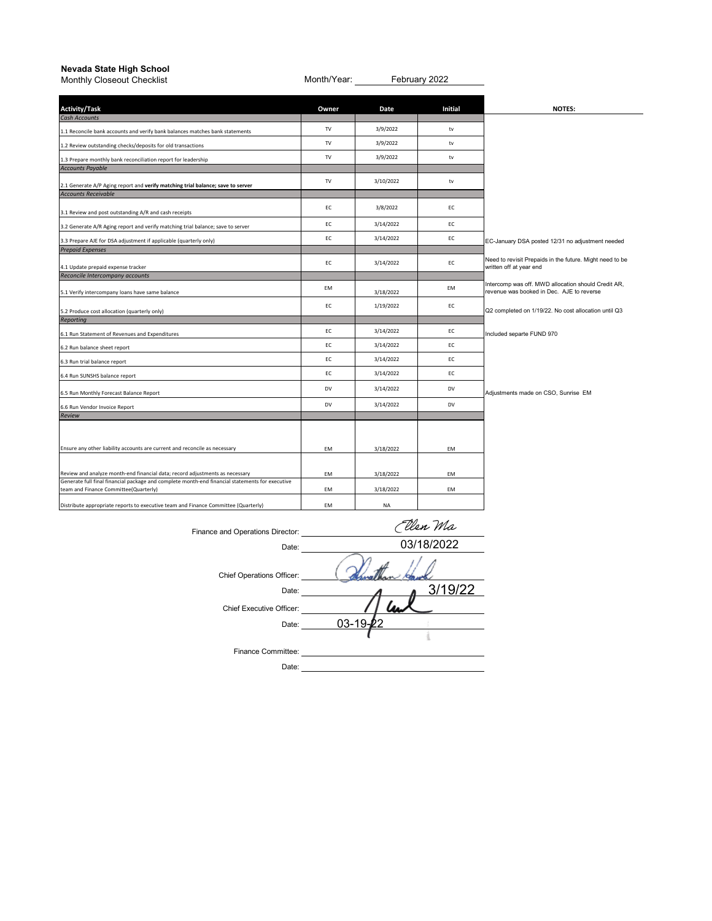**Nevada State High School**
Monthly Closeout Checklist

Month/Year: February 2022

| Activity/Task | Owner | Date | Initial | NOTES: |
| --- | --- | --- | --- | --- |
| *Cash Accounts* | | | | |
| 1.1 Reconcile bank accounts and verify bank balances matches bank statements | TV | 3/9/2022 | tv | |
| 1.2 Review outstanding checks/deposits for old transactions | TV | 3/9/2022 | tv | |
| 1.3 Prepare monthly bank reconciliation report for leadership | TV | 3/9/2022 | tv | |
| *Accounts Payable* | | | | |
| 2.1 Generate A/P Aging report and **verify matching trial balance; save to server** | TV | 3/10/2022 | tv | |
| *Accounts Receivable* | | | | |
| 3.1 Review and post outstanding A/R and cash receipts | EC | 3/8/2022 | EC | |
| 3.2 Generate A/R Aging report and verify matching trial balance; save to server | EC | 3/14/2022 | EC | |
| 3.3 Prepare AJE for DSA adjustment if applicable (quarterly only) | EC | 3/14/2022 | EC | EC-January DSA posted 12/31 no adjustment needed |
| *Prepaid Expenses* | | | | |
| 4.1 Update prepaid expense tracker | EC | 3/14/2022 | EC | Need to revisit Prepaids in the future. Might need to be written off at year end |
| *Reconcile Intercompany accounts* | | | | |
| 5.1 Verify intercompany loans have same balance | EM | 3/18/2022 | EM | Intercomp was off. MWD allocation should Credit AR, revenue was booked in Dec. AJE to reverse |
| 5.2 Produce cost allocation (quarterly only) | EC | 1/19/2022 | EC | Q2 completed on 1/19/22. No cost allocation until Q3 |
| *Reporting* | | | | |
| 6.1 Run Statement of Revenues and Expenditures | EC | 3/14/2022 | EC | Included separte FUND 970 |
| 6.2 Run balance sheet report | EC | 3/14/2022 | EC | |
| 6.3 Run trial balance report | EC | 3/14/2022 | EC | |
| 6.4 Run SUNSHS balance report | EC | 3/14/2022 | EC | |
| 6.5 Run Monthly Forecast Balance Report | DV | 3/14/2022 | DV | Adjustments made on CSO, Sunrise EM |
| 6.6 Run Vendor Invoice Report | DV | 3/14/2022 | DV | |
| *Review* | | | | |
| Ensure any other liability accounts are current and reconcile as necessary | EM | 3/18/2022 | EM | |
| Review and analyze month-end financial data; record adjustments as necessary | EM | 3/18/2022 | EM | |
| Generate full final financial package and complete month-end financial statements for executive team and Finance Committee(Quarterly) | EM | 3/18/2022 | EM | |
| Distribute appropriate reports to executive team and Finance Committee (Quarterly) | EM | NA | | |

Finance and Operations Director: Ellen Ma

Date: 03/18/2022

Chief Operations Officer: Jonathan Hawk

Date: 3/19/22

Chief Executive Officer: [signature]

Date: 03-19-22

Finance Committee:

Date: